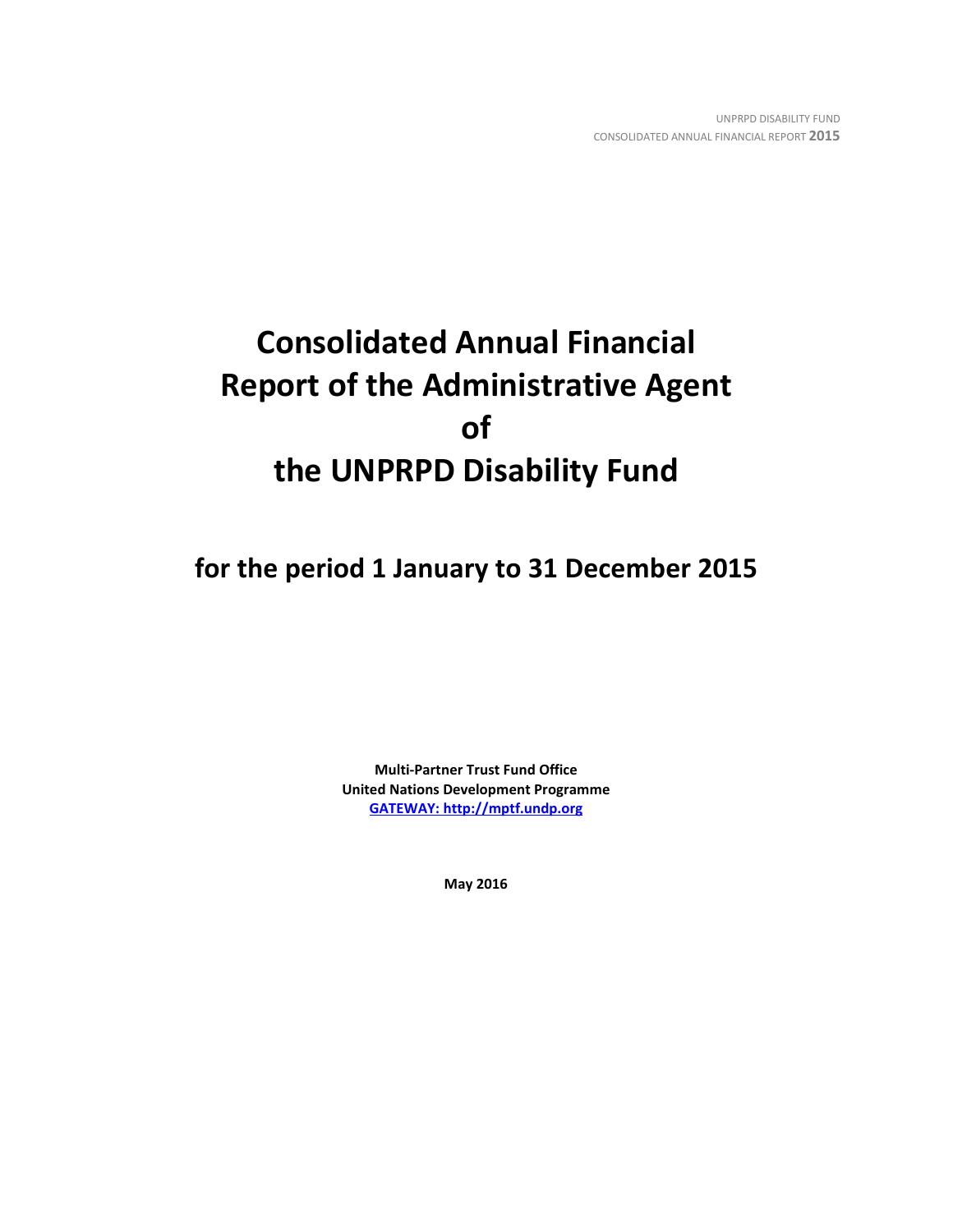# Consolidated Annual Financial Report of the Administrative Agent of the UNPRPD Disability Fund

## for the period 1 January to 31 December 2015

**Multi-Partner Trust Fund Office**
**United Nations Development Programme**
**GATEWAY: http://mptf.undp.org**

**May 2016**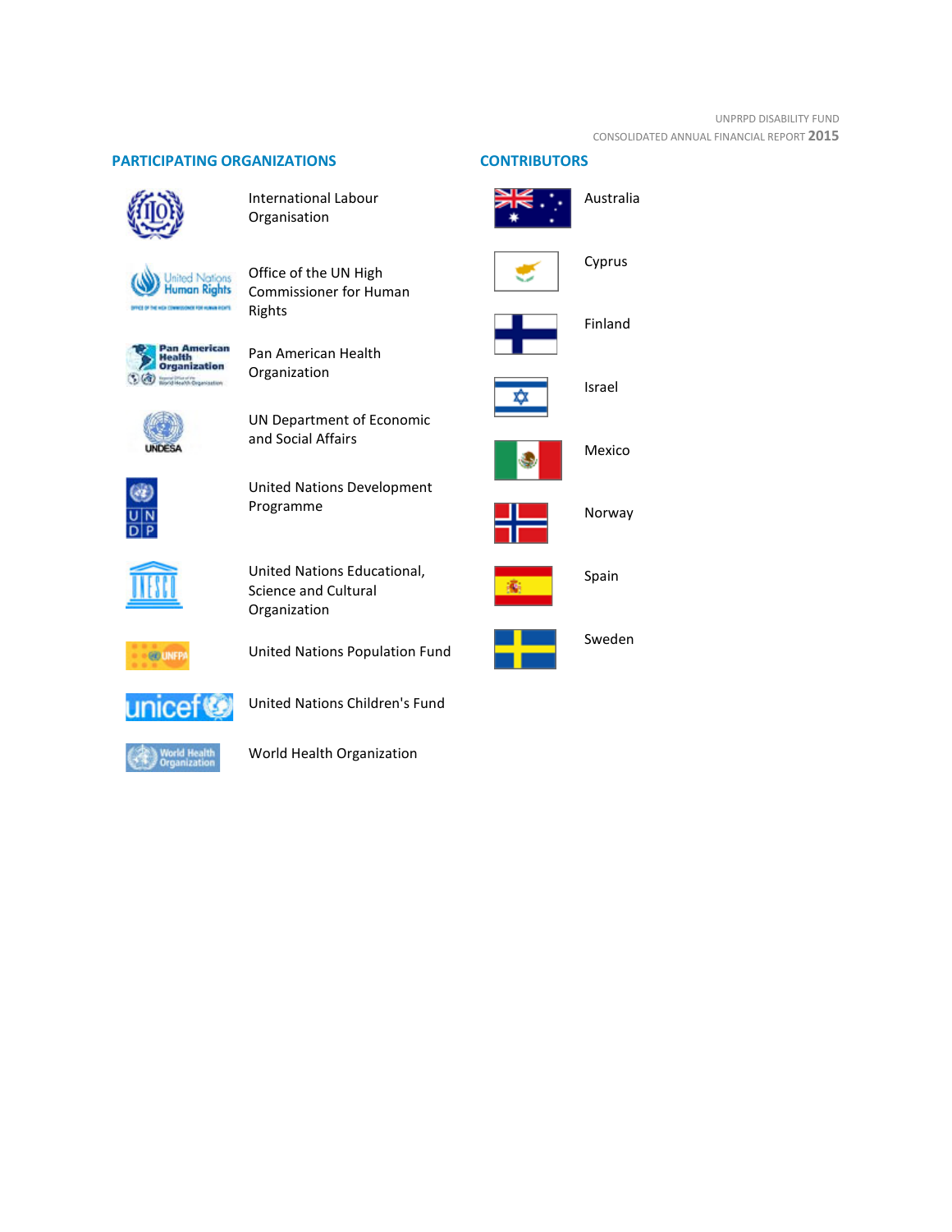## PARTICIPATING ORGANIZATIONS

- International Labour Organisation
- Office of the UN High Commissioner for Human Rights
- Pan American Health Organization
- UN Department of Economic and Social Affairs
- United Nations Development Programme
- United Nations Educational, Science and Cultural Organization
- United Nations Population Fund
- United Nations Children's Fund
- World Health Organization

## CONTRIBUTORS

- Australia
- Cyprus
- Finland
- Israel
- Mexico
- Norway
- Spain
- Sweden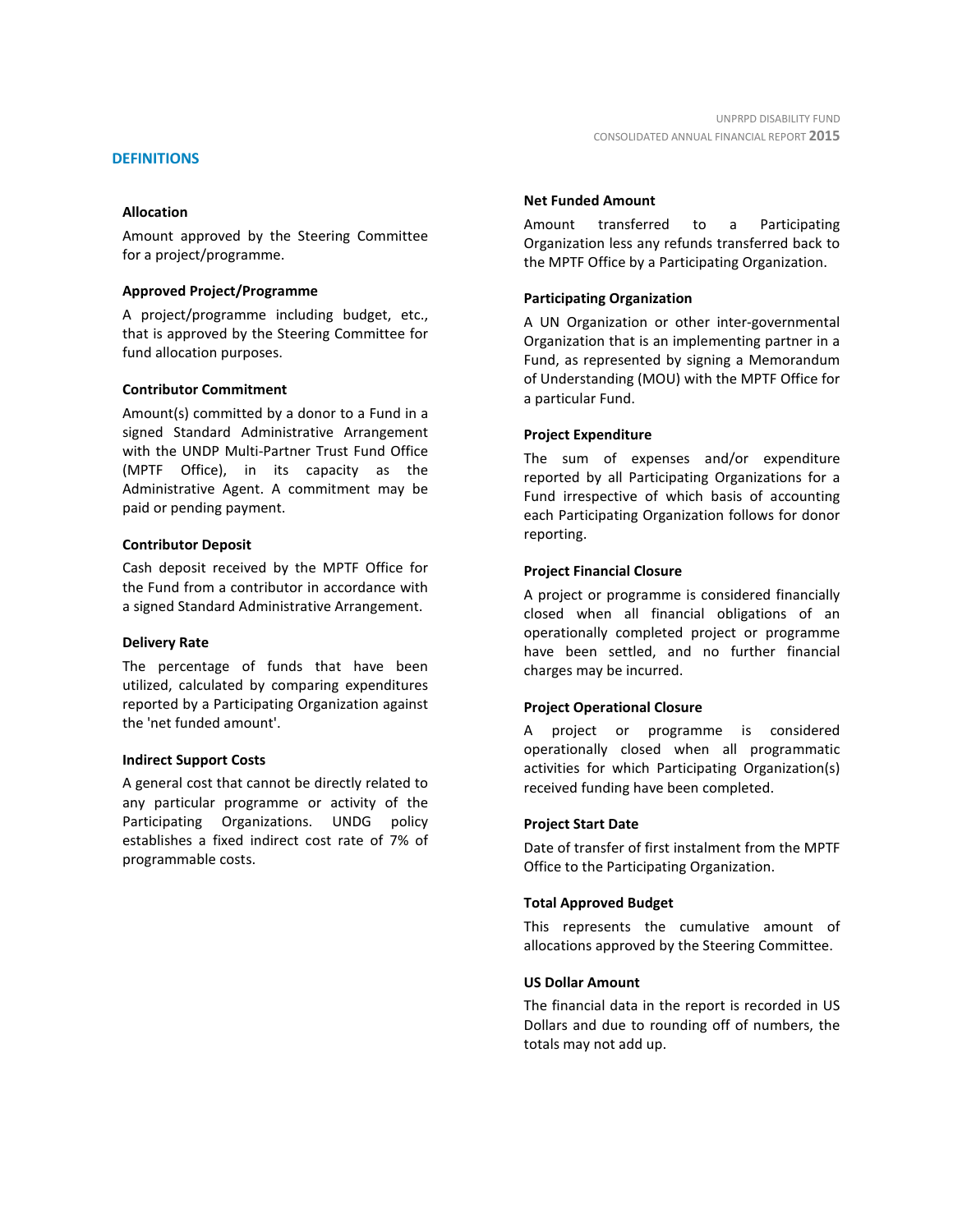## DEFINITIONS

### Allocation

Amount approved by the Steering Committee for a project/programme.

### Approved Project/Programme

A project/programme including budget, etc., that is approved by the Steering Committee for fund allocation purposes.

### Contributor Commitment

Amount(s) committed by a donor to a Fund in a signed Standard Administrative Arrangement with the UNDP Multi-Partner Trust Fund Office (MPTF Office), in its capacity as the Administrative Agent. A commitment may be paid or pending payment.

### Contributor Deposit

Cash deposit received by the MPTF Office for the Fund from a contributor in accordance with a signed Standard Administrative Arrangement.

### Delivery Rate

The percentage of funds that have been utilized, calculated by comparing expenditures reported by a Participating Organization against the 'net funded amount'.

### Indirect Support Costs

A general cost that cannot be directly related to any particular programme or activity of the Participating Organizations. UNDG policy establishes a fixed indirect cost rate of 7% of programmable costs.

### Net Funded Amount

Amount transferred to a Participating Organization less any refunds transferred back to the MPTF Office by a Participating Organization.

### Participating Organization

A UN Organization or other inter-governmental Organization that is an implementing partner in a Fund, as represented by signing a Memorandum of Understanding (MOU) with the MPTF Office for a particular Fund.

### Project Expenditure

The sum of expenses and/or expenditure reported by all Participating Organizations for a Fund irrespective of which basis of accounting each Participating Organization follows for donor reporting.

### Project Financial Closure

A project or programme is considered financially closed when all financial obligations of an operationally completed project or programme have been settled, and no further financial charges may be incurred.

### Project Operational Closure

A project or programme is considered operationally closed when all programmatic activities for which Participating Organization(s) received funding have been completed.

### Project Start Date

Date of transfer of first instalment from the MPTF Office to the Participating Organization.

### Total Approved Budget

This represents the cumulative amount of allocations approved by the Steering Committee.

### US Dollar Amount

The financial data in the report is recorded in US Dollars and due to rounding off of numbers, the totals may not add up.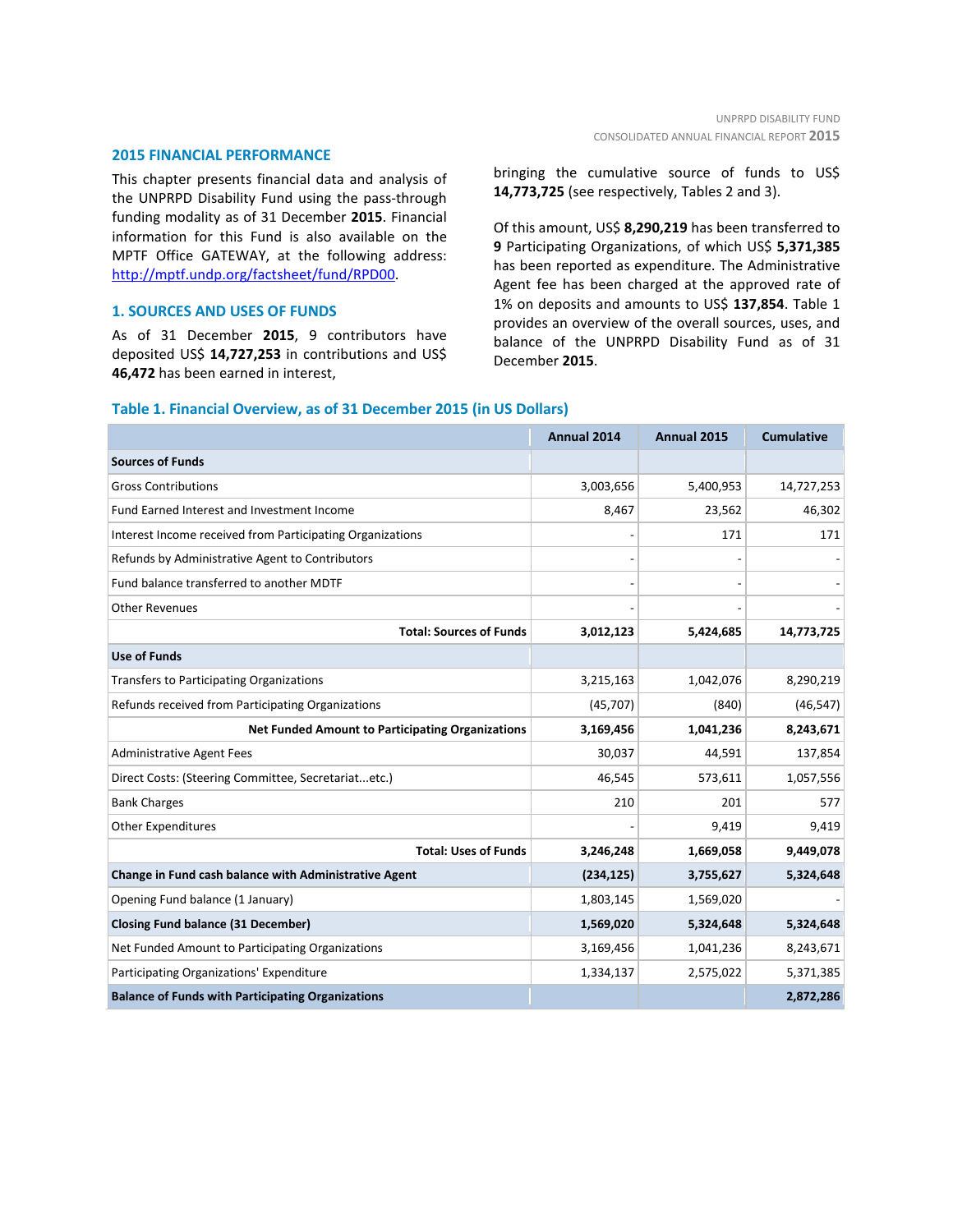## 2015 FINANCIAL PERFORMANCE

This chapter presents financial data and analysis of the UNPRPD Disability Fund using the pass-through funding modality as of 31 December **2015**. Financial information for this Fund is also available on the MPTF Office GATEWAY, at the following address: http://mptf.undp.org/factsheet/fund/RPD00.

### 1. SOURCES AND USES OF FUNDS

As of 31 December **2015**, 9 contributors have deposited US$ **14,727,253** in contributions and US$ **46,472** has been earned in interest, bringing the cumulative source of funds to US$ **14,773,725** (see respectively, Tables 2 and 3).

Of this amount, US$ **8,290,219** has been transferred to **9** Participating Organizations, of which US$ **5,371,385** has been reported as expenditure. The Administrative Agent fee has been charged at the approved rate of 1% on deposits and amounts to US$ **137,854**. Table 1 provides an overview of the overall sources, uses, and balance of the UNPRPD Disability Fund as of 31 December **2015**.

**Table 1. Financial Overview, as of 31 December 2015 (in US Dollars)**

| | Annual 2014 | Annual 2015 | Cumulative |
|---|---|---|---|
| **Sources of Funds** | | | |
| Gross Contributions | 3,003,656 | 5,400,953 | 14,727,253 |
| Fund Earned Interest and Investment Income | 8,467 | 23,562 | 46,302 |
| Interest Income received from Participating Organizations | - | 171 | 171 |
| Refunds by Administrative Agent to Contributors | - | - | - |
| Fund balance transferred to another MDTF | - | - | - |
| Other Revenues | - | - | - |
| **Total: Sources of Funds** | **3,012,123** | **5,424,685** | **14,773,725** |
| **Use of Funds** | | | |
| Transfers to Participating Organizations | 3,215,163 | 1,042,076 | 8,290,219 |
| Refunds received from Participating Organizations | (45,707) | (840) | (46,547) |
| **Net Funded Amount to Participating Organizations** | **3,169,456** | **1,041,236** | **8,243,671** |
| Administrative Agent Fees | 30,037 | 44,591 | 137,854 |
| Direct Costs: (Steering Committee, Secretariat...etc.) | 46,545 | 573,611 | 1,057,556 |
| Bank Charges | 210 | 201 | 577 |
| Other Expenditures | - | 9,419 | 9,419 |
| **Total: Uses of Funds** | **3,246,248** | **1,669,058** | **9,449,078** |
| **Change in Fund cash balance with Administrative Agent** | **(234,125)** | **3,755,627** | **5,324,648** |
| Opening Fund balance (1 January) | 1,803,145 | 1,569,020 | - |
| **Closing Fund balance (31 December)** | **1,569,020** | **5,324,648** | **5,324,648** |
| Net Funded Amount to Participating Organizations | 3,169,456 | 1,041,236 | 8,243,671 |
| Participating Organizations' Expenditure | 1,334,137 | 2,575,022 | 5,371,385 |
| **Balance of Funds with Participating Organizations** | | | **2,872,286** |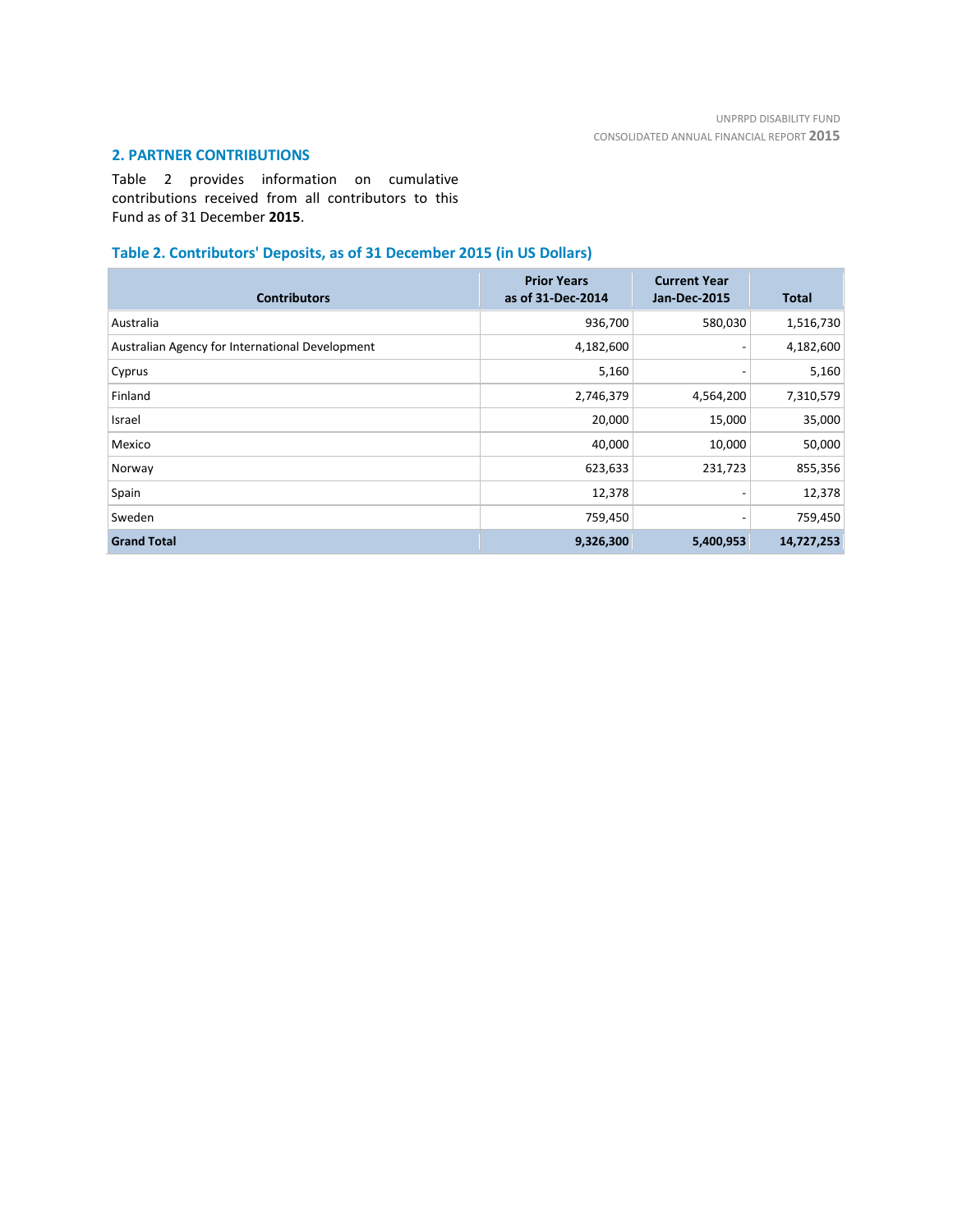## 2. PARTNER CONTRIBUTIONS

Table 2 provides information on cumulative contributions received from all contributors to this Fund as of 31 December **2015**.

### Table 2. Contributors' Deposits, as of 31 December 2015 (in US Dollars)

| Contributors | Prior Years as of 31-Dec-2014 | Current Year Jan-Dec-2015 | Total |
|---|---:|---:|---:|
| Australia | 936,700 | 580,030 | 1,516,730 |
| Australian Agency for International Development | 4,182,600 | - | 4,182,600 |
| Cyprus | 5,160 | - | 5,160 |
| Finland | 2,746,379 | 4,564,200 | 7,310,579 |
| Israel | 20,000 | 15,000 | 35,000 |
| Mexico | 40,000 | 10,000 | 50,000 |
| Norway | 623,633 | 231,723 | 855,356 |
| Spain | 12,378 | - | 12,378 |
| Sweden | 759,450 | - | 759,450 |
| **Grand Total** | **9,326,300** | **5,400,953** | **14,727,253** |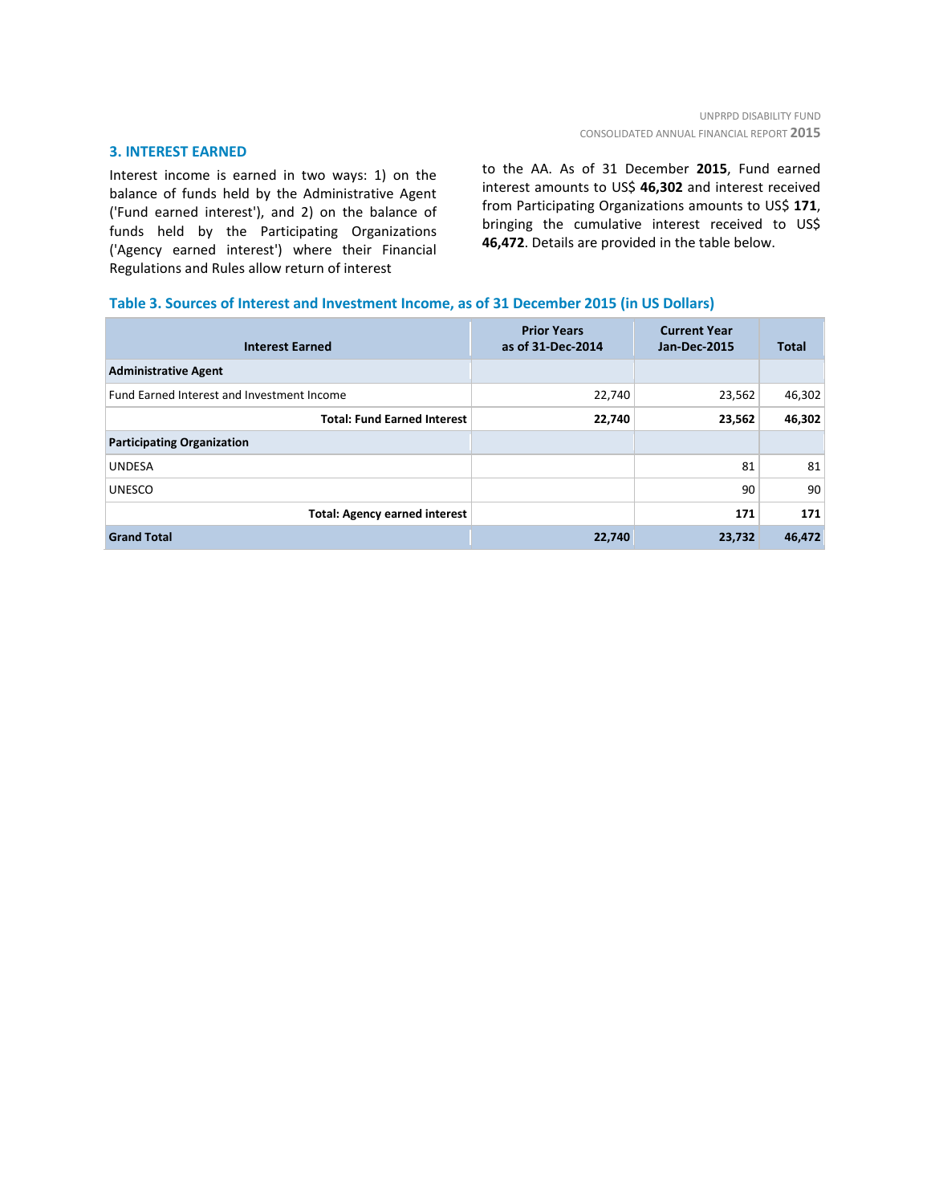## 3. INTEREST EARNED

Interest income is earned in two ways: 1) on the balance of funds held by the Administrative Agent ('Fund earned interest'), and 2) on the balance of funds held by the Participating Organizations ('Agency earned interest') where their Financial Regulations and Rules allow return of interest to the AA. As of 31 December **2015**, Fund earned interest amounts to US$ **46,302** and interest received from Participating Organizations amounts to US$ **171**, bringing the cumulative interest received to US$ **46,472**. Details are provided in the table below.

**Table 3. Sources of Interest and Investment Income, as of 31 December 2015 (in US Dollars)**

| Interest Earned | Prior Years as of 31-Dec-2014 | Current Year Jan-Dec-2015 | Total |
|---|---|---|---|
| **Administrative Agent** | | | |
| Fund Earned Interest and Investment Income | 22,740 | 23,562 | 46,302 |
| **Total: Fund Earned Interest** | **22,740** | **23,562** | **46,302** |
| **Participating Organization** | | | |
| UNDESA | | 81 | 81 |
| UNESCO | | 90 | 90 |
| **Total: Agency earned interest** | | **171** | **171** |
| **Grand Total** | **22,740** | **23,732** | **46,472** |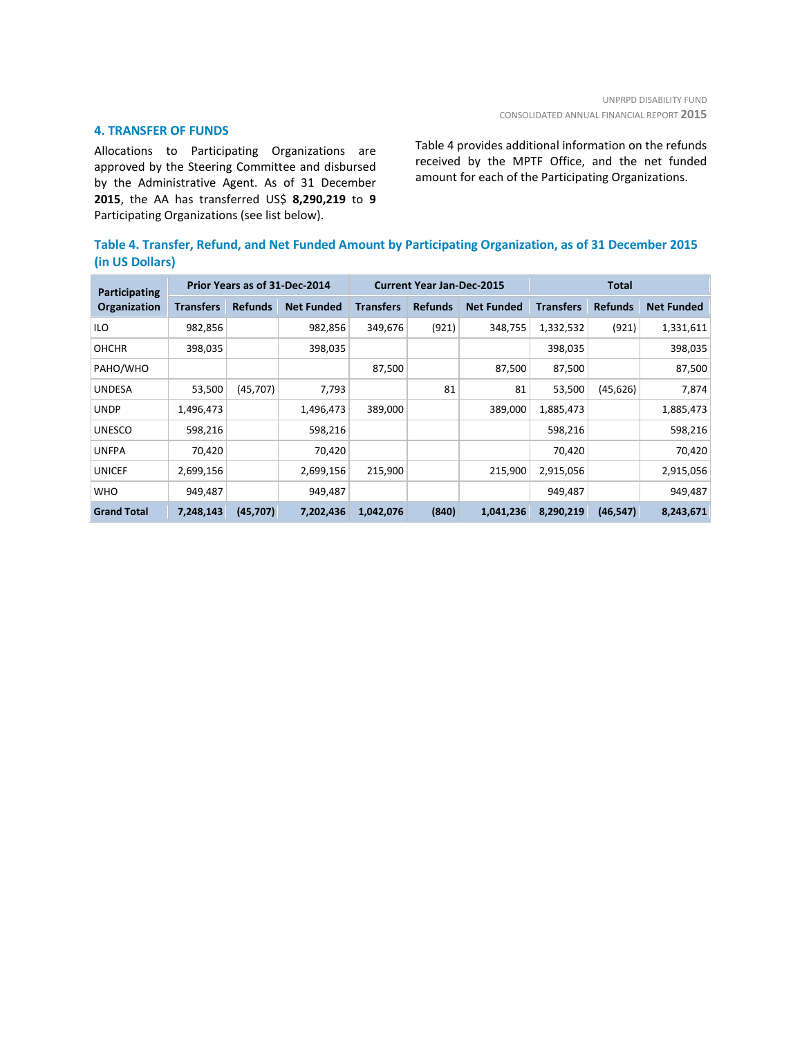## 4. TRANSFER OF FUNDS

Allocations to Participating Organizations are approved by the Steering Committee and disbursed by the Administrative Agent. As of 31 December **2015**, the AA has transferred US$ **8,290,219** to **9** Participating Organizations (see list below).

Table 4 provides additional information on the refunds received by the MPTF Office, and the net funded amount for each of the Participating Organizations.

**Table 4. Transfer, Refund, and Net Funded Amount by Participating Organization, as of 31 December 2015 (in US Dollars)**

| Participating Organization | Prior Years as of 31-Dec-2014 | | | Current Year Jan-Dec-2015 | | | Total | | |
|---|---|---|---|---|---|---|---|---|---|
| | Transfers | Refunds | Net Funded | Transfers | Refunds | Net Funded | Transfers | Refunds | Net Funded |
| ILO | 982,856 | | 982,856 | 349,676 | (921) | 348,755 | 1,332,532 | (921) | 1,331,611 |
| OHCHR | 398,035 | | 398,035 | | | | 398,035 | | 398,035 |
| PAHO/WHO | | | | 87,500 | | 87,500 | 87,500 | | 87,500 |
| UNDESA | 53,500 | (45,707) | 7,793 | | 81 | 81 | 53,500 | (45,626) | 7,874 |
| UNDP | 1,496,473 | | 1,496,473 | 389,000 | | 389,000 | 1,885,473 | | 1,885,473 |
| UNESCO | 598,216 | | 598,216 | | | | 598,216 | | 598,216 |
| UNFPA | 70,420 | | 70,420 | | | | 70,420 | | 70,420 |
| UNICEF | 2,699,156 | | 2,699,156 | 215,900 | | 215,900 | 2,915,056 | | 2,915,056 |
| WHO | 949,487 | | 949,487 | | | | 949,487 | | 949,487 |
| **Grand Total** | **7,248,143** | **(45,707)** | **7,202,436** | **1,042,076** | **(840)** | **1,041,236** | **8,290,219** | **(46,547)** | **8,243,671** |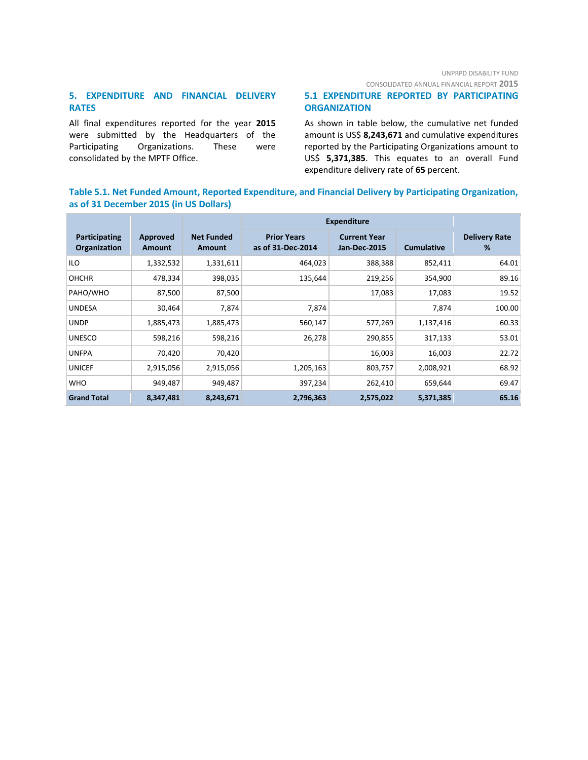## 5. EXPENDITURE AND FINANCIAL DELIVERY RATES

All final expenditures reported for the year **2015** were submitted by the Headquarters of the Participating Organizations. These were consolidated by the MPTF Office.

## 5.1 EXPENDITURE REPORTED BY PARTICIPATING ORGANIZATION

As shown in table below, the cumulative net funded amount is US$ **8,243,671** and cumulative expenditures reported by the Participating Organizations amount to US$ **5,371,385**. This equates to an overall Fund expenditure delivery rate of **65** percent.

**Table 5.1. Net Funded Amount, Reported Expenditure, and Financial Delivery by Participating Organization, as of 31 December 2015 (in US Dollars)**

| Participating Organization | Approved Amount | Net Funded Amount | Expenditure | | | Delivery Rate % |
|---|---|---|---|---|---|---|
| | | | Prior Years as of 31-Dec-2014 | Current Year Jan-Dec-2015 | Cumulative | |
| ILO | 1,332,532 | 1,331,611 | 464,023 | 388,388 | 852,411 | 64.01 |
| OHCHR | 478,334 | 398,035 | 135,644 | 219,256 | 354,900 | 89.16 |
| PAHO/WHO | 87,500 | 87,500 | | 17,083 | 17,083 | 19.52 |
| UNDESA | 30,464 | 7,874 | 7,874 | | 7,874 | 100.00 |
| UNDP | 1,885,473 | 1,885,473 | 560,147 | 577,269 | 1,137,416 | 60.33 |
| UNESCO | 598,216 | 598,216 | 26,278 | 290,855 | 317,133 | 53.01 |
| UNFPA | 70,420 | 70,420 | | 16,003 | 16,003 | 22.72 |
| UNICEF | 2,915,056 | 2,915,056 | 1,205,163 | 803,757 | 2,008,921 | 68.92 |
| WHO | 949,487 | 949,487 | 397,234 | 262,410 | 659,644 | 69.47 |
| **Grand Total** | **8,347,481** | **8,243,671** | **2,796,363** | **2,575,022** | **5,371,385** | **65.16** |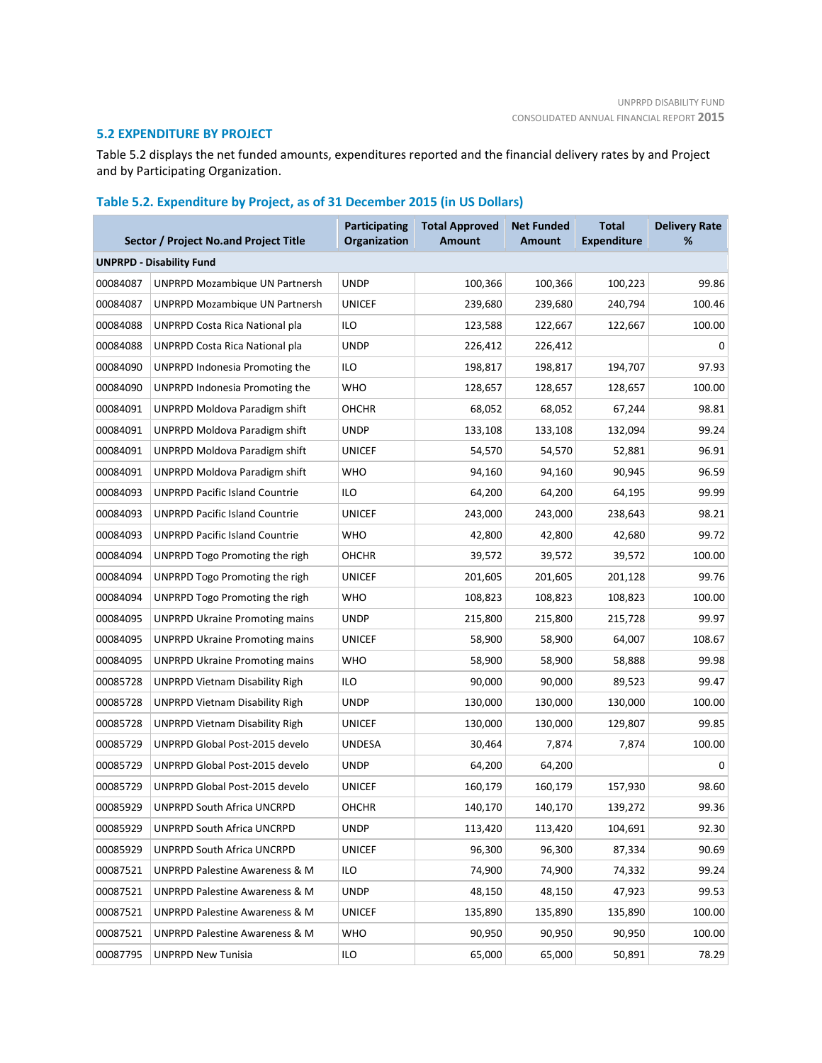## 5.2 EXPENDITURE BY PROJECT

Table 5.2 displays the net funded amounts, expenditures reported and the financial delivery rates by and Project and by Participating Organization.

### Table 5.2. Expenditure by Project, as of 31 December 2015 (in US Dollars)

| Sector / Project No.and Project Title | | Participating Organization | Total Approved Amount | Net Funded Amount | Total Expenditure | Delivery Rate % |
|---|---|---|---|---|---|---|
| **UNPRPD - Disability Fund** | | | | | | |
| 00084087 | UNPRPD Mozambique UN Partnersh | UNDP | 100,366 | 100,366 | 100,223 | 99.86 |
| 00084087 | UNPRPD Mozambique UN Partnersh | UNICEF | 239,680 | 239,680 | 240,794 | 100.46 |
| 00084088 | UNPRPD Costa Rica National pla | ILO | 123,588 | 122,667 | 122,667 | 100.00 |
| 00084088 | UNPRPD Costa Rica National pla | UNDP | 226,412 | 226,412 | | 0 |
| 00084090 | UNPRPD Indonesia Promoting the | ILO | 198,817 | 198,817 | 194,707 | 97.93 |
| 00084090 | UNPRPD Indonesia Promoting the | WHO | 128,657 | 128,657 | 128,657 | 100.00 |
| 00084091 | UNPRPD Moldova Paradigm shift | OHCHR | 68,052 | 68,052 | 67,244 | 98.81 |
| 00084091 | UNPRPD Moldova Paradigm shift | UNDP | 133,108 | 133,108 | 132,094 | 99.24 |
| 00084091 | UNPRPD Moldova Paradigm shift | UNICEF | 54,570 | 54,570 | 52,881 | 96.91 |
| 00084091 | UNPRPD Moldova Paradigm shift | WHO | 94,160 | 94,160 | 90,945 | 96.59 |
| 00084093 | UNPRPD Pacific Island Countrie | ILO | 64,200 | 64,200 | 64,195 | 99.99 |
| 00084093 | UNPRPD Pacific Island Countrie | UNICEF | 243,000 | 243,000 | 238,643 | 98.21 |
| 00084093 | UNPRPD Pacific Island Countrie | WHO | 42,800 | 42,800 | 42,680 | 99.72 |
| 00084094 | UNPRPD Togo Promoting the righ | OHCHR | 39,572 | 39,572 | 39,572 | 100.00 |
| 00084094 | UNPRPD Togo Promoting the righ | UNICEF | 201,605 | 201,605 | 201,128 | 99.76 |
| 00084094 | UNPRPD Togo Promoting the righ | WHO | 108,823 | 108,823 | 108,823 | 100.00 |
| 00084095 | UNPRPD Ukraine Promoting mains | UNDP | 215,800 | 215,800 | 215,728 | 99.97 |
| 00084095 | UNPRPD Ukraine Promoting mains | UNICEF | 58,900 | 58,900 | 64,007 | 108.67 |
| 00084095 | UNPRPD Ukraine Promoting mains | WHO | 58,900 | 58,900 | 58,888 | 99.98 |
| 00085728 | UNPRPD Vietnam Disability Righ | ILO | 90,000 | 90,000 | 89,523 | 99.47 |
| 00085728 | UNPRPD Vietnam Disability Righ | UNDP | 130,000 | 130,000 | 130,000 | 100.00 |
| 00085728 | UNPRPD Vietnam Disability Righ | UNICEF | 130,000 | 130,000 | 129,807 | 99.85 |
| 00085729 | UNPRPD Global Post-2015 develo | UNDESA | 30,464 | 7,874 | 7,874 | 100.00 |
| 00085729 | UNPRPD Global Post-2015 develo | UNDP | 64,200 | 64,200 | | 0 |
| 00085729 | UNPRPD Global Post-2015 develo | UNICEF | 160,179 | 160,179 | 157,930 | 98.60 |
| 00085929 | UNPRPD South Africa UNCRPD | OHCHR | 140,170 | 140,170 | 139,272 | 99.36 |
| 00085929 | UNPRPD South Africa UNCRPD | UNDP | 113,420 | 113,420 | 104,691 | 92.30 |
| 00085929 | UNPRPD South Africa UNCRPD | UNICEF | 96,300 | 96,300 | 87,334 | 90.69 |
| 00087521 | UNPRPD Palestine Awareness & M | ILO | 74,900 | 74,900 | 74,332 | 99.24 |
| 00087521 | UNPRPD Palestine Awareness & M | UNDP | 48,150 | 48,150 | 47,923 | 99.53 |
| 00087521 | UNPRPD Palestine Awareness & M | UNICEF | 135,890 | 135,890 | 135,890 | 100.00 |
| 00087521 | UNPRPD Palestine Awareness & M | WHO | 90,950 | 90,950 | 90,950 | 100.00 |
| 00087795 | UNPRPD New Tunisia | ILO | 65,000 | 65,000 | 50,891 | 78.29 |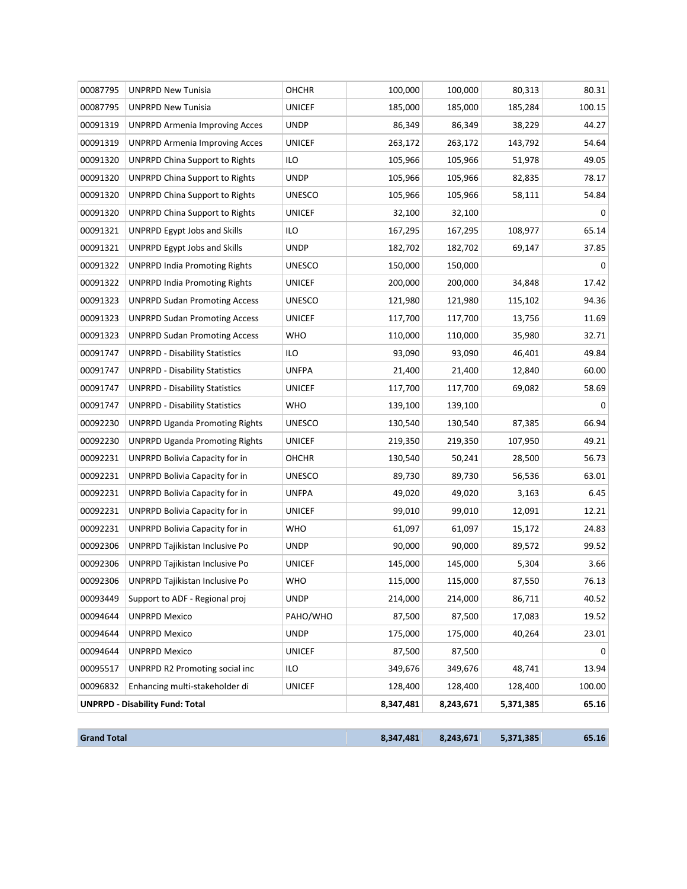| | | | | | | |
|---|---|---|---|---|---|---|
| 00087795 | UNPRPD New Tunisia | OHCHR | 100,000 | 100,000 | 80,313 | 80.31 |
| 00087795 | UNPRPD New Tunisia | UNICEF | 185,000 | 185,000 | 185,284 | 100.15 |
| 00091319 | UNPRPD Armenia Improving Acces | UNDP | 86,349 | 86,349 | 38,229 | 44.27 |
| 00091319 | UNPRPD Armenia Improving Acces | UNICEF | 263,172 | 263,172 | 143,792 | 54.64 |
| 00091320 | UNPRPD China Support to Rights | ILO | 105,966 | 105,966 | 51,978 | 49.05 |
| 00091320 | UNPRPD China Support to Rights | UNDP | 105,966 | 105,966 | 82,835 | 78.17 |
| 00091320 | UNPRPD China Support to Rights | UNESCO | 105,966 | 105,966 | 58,111 | 54.84 |
| 00091320 | UNPRPD China Support to Rights | UNICEF | 32,100 | 32,100 | | 0 |
| 00091321 | UNPRPD Egypt Jobs and Skills | ILO | 167,295 | 167,295 | 108,977 | 65.14 |
| 00091321 | UNPRPD Egypt Jobs and Skills | UNDP | 182,702 | 182,702 | 69,147 | 37.85 |
| 00091322 | UNPRPD India Promoting Rights | UNESCO | 150,000 | 150,000 | | 0 |
| 00091322 | UNPRPD India Promoting Rights | UNICEF | 200,000 | 200,000 | 34,848 | 17.42 |
| 00091323 | UNPRPD Sudan Promoting Access | UNESCO | 121,980 | 121,980 | 115,102 | 94.36 |
| 00091323 | UNPRPD Sudan Promoting Access | UNICEF | 117,700 | 117,700 | 13,756 | 11.69 |
| 00091323 | UNPRPD Sudan Promoting Access | WHO | 110,000 | 110,000 | 35,980 | 32.71 |
| 00091747 | UNPRPD - Disability Statistics | ILO | 93,090 | 93,090 | 46,401 | 49.84 |
| 00091747 | UNPRPD - Disability Statistics | UNFPA | 21,400 | 21,400 | 12,840 | 60.00 |
| 00091747 | UNPRPD - Disability Statistics | UNICEF | 117,700 | 117,700 | 69,082 | 58.69 |
| 00091747 | UNPRPD - Disability Statistics | WHO | 139,100 | 139,100 | | 0 |
| 00092230 | UNPRPD Uganda Promoting Rights | UNESCO | 130,540 | 130,540 | 87,385 | 66.94 |
| 00092230 | UNPRPD Uganda Promoting Rights | UNICEF | 219,350 | 219,350 | 107,950 | 49.21 |
| 00092231 | UNPRPD Bolivia Capacity for in | OHCHR | 130,540 | 50,241 | 28,500 | 56.73 |
| 00092231 | UNPRPD Bolivia Capacity for in | UNESCO | 89,730 | 89,730 | 56,536 | 63.01 |
| 00092231 | UNPRPD Bolivia Capacity for in | UNFPA | 49,020 | 49,020 | 3,163 | 6.45 |
| 00092231 | UNPRPD Bolivia Capacity for in | UNICEF | 99,010 | 99,010 | 12,091 | 12.21 |
| 00092231 | UNPRPD Bolivia Capacity for in | WHO | 61,097 | 61,097 | 15,172 | 24.83 |
| 00092306 | UNPRPD Tajikistan Inclusive Po | UNDP | 90,000 | 90,000 | 89,572 | 99.52 |
| 00092306 | UNPRPD Tajikistan Inclusive Po | UNICEF | 145,000 | 145,000 | 5,304 | 3.66 |
| 00092306 | UNPRPD Tajikistan Inclusive Po | WHO | 115,000 | 115,000 | 87,550 | 76.13 |
| 00093449 | Support to ADF - Regional proj | UNDP | 214,000 | 214,000 | 86,711 | 40.52 |
| 00094644 | UNPRPD Mexico | PAHO/WHO | 87,500 | 87,500 | 17,083 | 19.52 |
| 00094644 | UNPRPD Mexico | UNDP | 175,000 | 175,000 | 40,264 | 23.01 |
| 00094644 | UNPRPD Mexico | UNICEF | 87,500 | 87,500 | | 0 |
| 00095517 | UNPRPD R2 Promoting social inc | ILO | 349,676 | 349,676 | 48,741 | 13.94 |
| 00096832 | Enhancing multi-stakeholder di | UNICEF | 128,400 | 128,400 | 128,400 | 100.00 |
| **UNPRPD - Disability Fund: Total** | | | **8,347,481** | **8,243,671** | **5,371,385** | **65.16** |

| | | | | |
|---|---|---|---|---|
| **Grand Total** | **8,347,481** | **8,243,671** | **5,371,385** | **65.16** |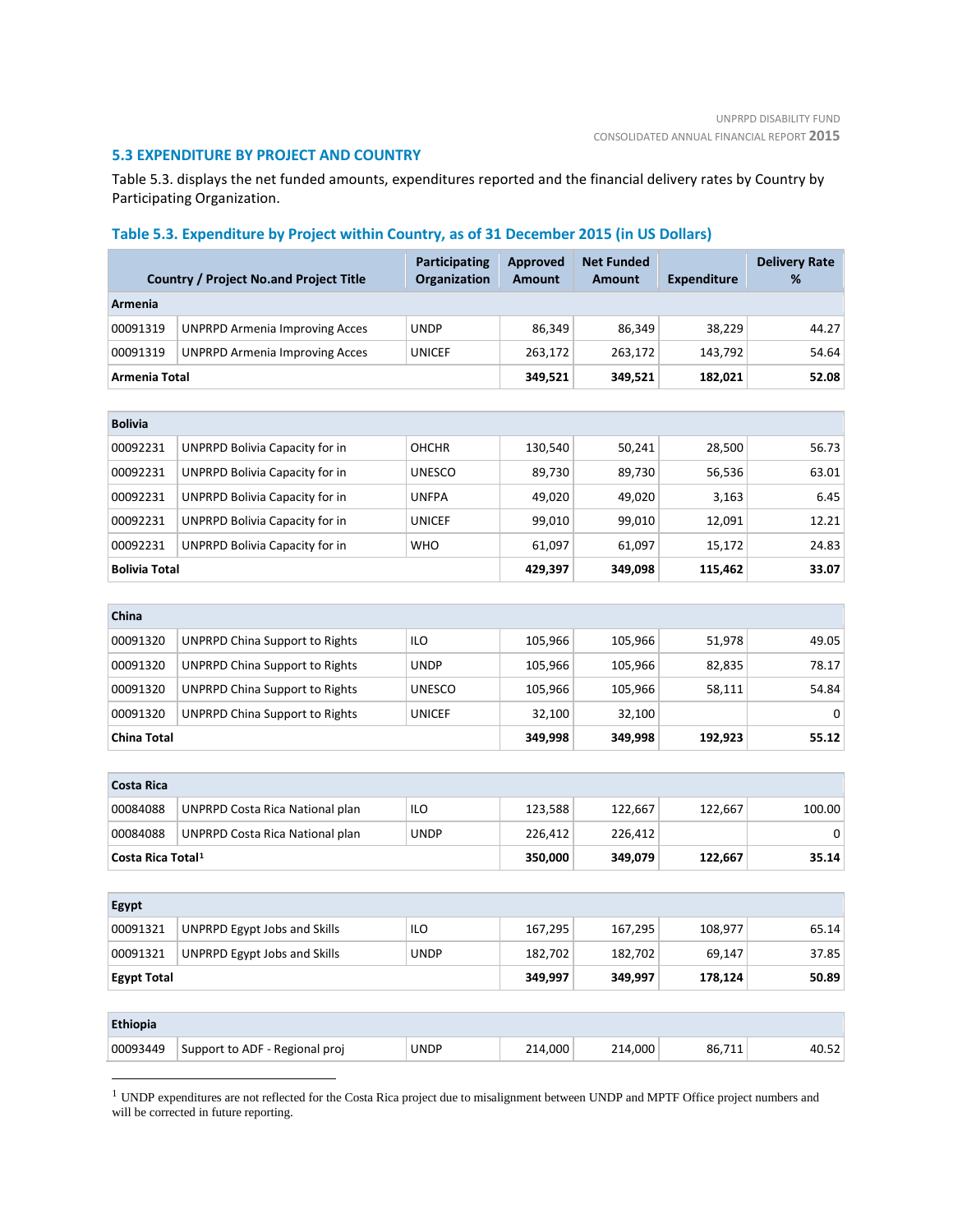## 5.3 EXPENDITURE BY PROJECT AND COUNTRY

Table 5.3. displays the net funded amounts, expenditures reported and the financial delivery rates by Country by Participating Organization.

### Table 5.3. Expenditure by Project within Country, as of 31 December 2015 (in US Dollars)

| Country / Project No.and Project Title | | Participating Organization | Approved Amount | Net Funded Amount | Expenditure | Delivery Rate % |
|---|---|---|---|---|---|---|
| **Armenia** | | | | | | |
| 00091319 | UNPRPD Armenia Improving Acces | UNDP | 86,349 | 86,349 | 38,229 | 44.27 |
| 00091319 | UNPRPD Armenia Improving Acces | UNICEF | 263,172 | 263,172 | 143,792 | 54.64 |
| **Armenia Total** | | | **349,521** | **349,521** | **182,021** | **52.08** |
| **Bolivia** | | | | | | |
| 00092231 | UNPRPD Bolivia Capacity for in | OHCHR | 130,540 | 50,241 | 28,500 | 56.73 |
| 00092231 | UNPRPD Bolivia Capacity for in | UNESCO | 89,730 | 89,730 | 56,536 | 63.01 |
| 00092231 | UNPRPD Bolivia Capacity for in | UNFPA | 49,020 | 49,020 | 3,163 | 6.45 |
| 00092231 | UNPRPD Bolivia Capacity for in | UNICEF | 99,010 | 99,010 | 12,091 | 12.21 |
| 00092231 | UNPRPD Bolivia Capacity for in | WHO | 61,097 | 61,097 | 15,172 | 24.83 |
| **Bolivia Total** | | | **429,397** | **349,098** | **115,462** | **33.07** |
| **China** | | | | | | |
| 00091320 | UNPRPD China Support to Rights | ILO | 105,966 | 105,966 | 51,978 | 49.05 |
| 00091320 | UNPRPD China Support to Rights | UNDP | 105,966 | 105,966 | 82,835 | 78.17 |
| 00091320 | UNPRPD China Support to Rights | UNESCO | 105,966 | 105,966 | 58,111 | 54.84 |
| 00091320 | UNPRPD China Support to Rights | UNICEF | 32,100 | 32,100 | | 0 |
| **China Total** | | | **349,998** | **349,998** | **192,923** | **55.12** |
| **Costa Rica** | | | | | | |
| 00084088 | UNPRPD Costa Rica National plan | ILO | 123,588 | 122,667 | 122,667 | 100.00 |
| 00084088 | UNPRPD Costa Rica National plan | UNDP | 226,412 | 226,412 | | 0 |
| **Costa Rica Total**[1] | | | **350,000** | **349,079** | **122,667** | **35.14** |
| **Egypt** | | | | | | |
| 00091321 | UNPRPD Egypt Jobs and Skills | ILO | 167,295 | 167,295 | 108,977 | 65.14 |
| 00091321 | UNPRPD Egypt Jobs and Skills | UNDP | 182,702 | 182,702 | 69,147 | 37.85 |
| **Egypt Total** | | | **349,997** | **349,997** | **178,124** | **50.89** |
| **Ethiopia** | | | | | | |
| 00093449 | Support to ADF - Regional proj | UNDP | 214,000 | 214,000 | 86,711 | 40.52 |

[1] UNDP expenditures are not reflected for the Costa Rica project due to misalignment between UNDP and MPTF Office project numbers and will be corrected in future reporting.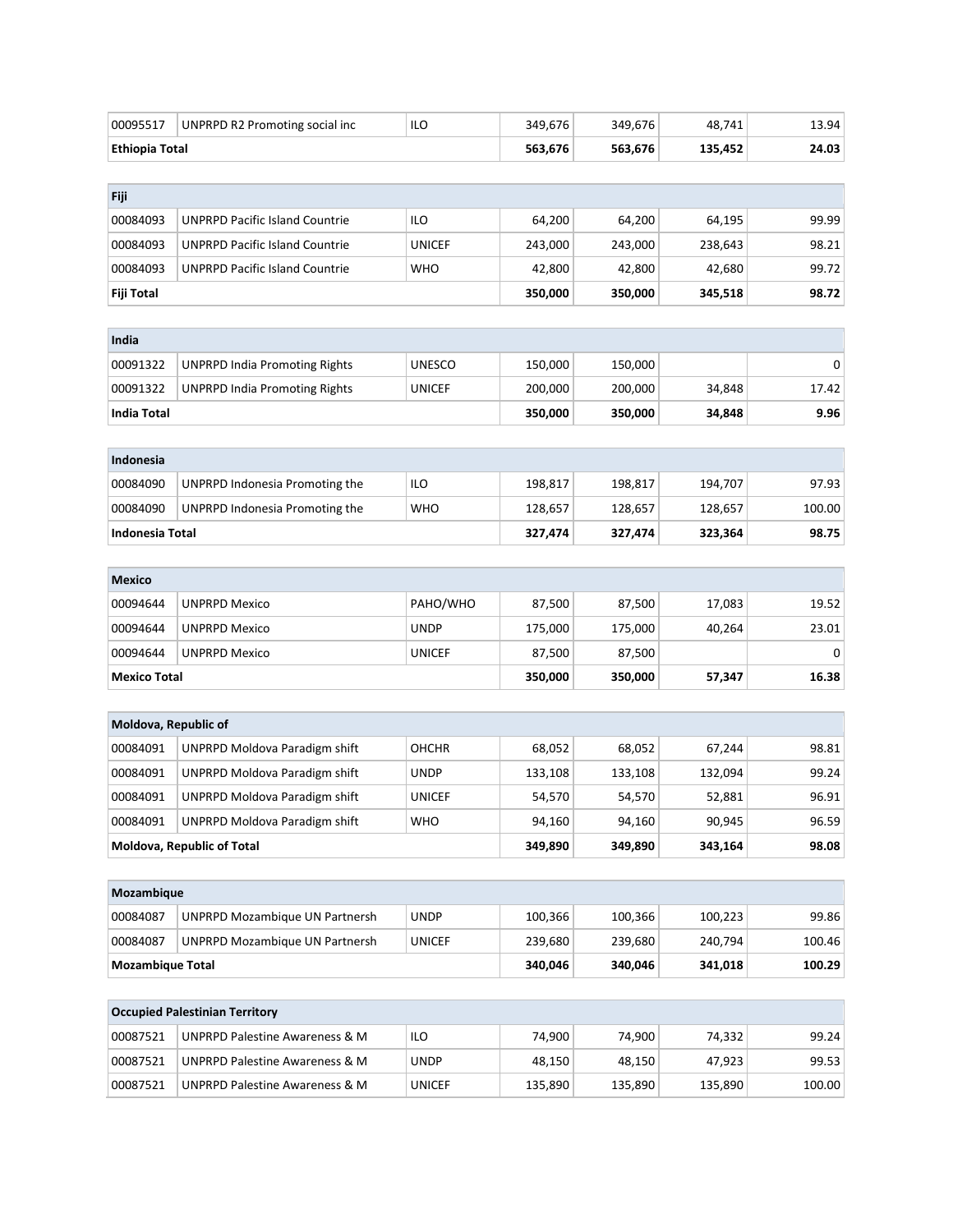| | | | | | | |
|---|---|---|---|---|---|---|
| 00095517 | UNPRPD R2 Promoting social inc | ILO | 349,676 | 349,676 | 48,741 | 13.94 |
| **Ethiopia Total** | | | **563,676** | **563,676** | **135,452** | **24.03** |

| **Fiji** | | | | | | |
|---|---|---|---|---|---|---|
| 00084093 | UNPRPD Pacific Island Countrie | ILO | 64,200 | 64,200 | 64,195 | 99.99 |
| 00084093 | UNPRPD Pacific Island Countrie | UNICEF | 243,000 | 243,000 | 238,643 | 98.21 |
| 00084093 | UNPRPD Pacific Island Countrie | WHO | 42,800 | 42,800 | 42,680 | 99.72 |
| **Fiji Total** | | | **350,000** | **350,000** | **345,518** | **98.72** |

| **India** | | | | | | |
|---|---|---|---|---|---|---|
| 00091322 | UNPRPD India Promoting Rights | UNESCO | 150,000 | 150,000 | | 0 |
| 00091322 | UNPRPD India Promoting Rights | UNICEF | 200,000 | 200,000 | 34,848 | 17.42 |
| **India Total** | | | **350,000** | **350,000** | **34,848** | **9.96** |

| **Indonesia** | | | | | | |
|---|---|---|---|---|---|---|
| 00084090 | UNPRPD Indonesia Promoting the | ILO | 198,817 | 198,817 | 194,707 | 97.93 |
| 00084090 | UNPRPD Indonesia Promoting the | WHO | 128,657 | 128,657 | 128,657 | 100.00 |
| **Indonesia Total** | | | **327,474** | **327,474** | **323,364** | **98.75** |

| **Mexico** | | | | | | |
|---|---|---|---|---|---|---|
| 00094644 | UNPRPD Mexico | PAHO/WHO | 87,500 | 87,500 | 17,083 | 19.52 |
| 00094644 | UNPRPD Mexico | UNDP | 175,000 | 175,000 | 40,264 | 23.01 |
| 00094644 | UNPRPD Mexico | UNICEF | 87,500 | 87,500 | | 0 |
| **Mexico Total** | | | **350,000** | **350,000** | **57,347** | **16.38** |

| **Moldova, Republic of** | | | | | | |
|---|---|---|---|---|---|---|
| 00084091 | UNPRPD Moldova Paradigm shift | OHCHR | 68,052 | 68,052 | 67,244 | 98.81 |
| 00084091 | UNPRPD Moldova Paradigm shift | UNDP | 133,108 | 133,108 | 132,094 | 99.24 |
| 00084091 | UNPRPD Moldova Paradigm shift | UNICEF | 54,570 | 54,570 | 52,881 | 96.91 |
| 00084091 | UNPRPD Moldova Paradigm shift | WHO | 94,160 | 94,160 | 90,945 | 96.59 |
| **Moldova, Republic of Total** | | | **349,890** | **349,890** | **343,164** | **98.08** |

| **Mozambique** | | | | | | |
|---|---|---|---|---|---|---|
| 00084087 | UNPRPD Mozambique UN Partnersh | UNDP | 100,366 | 100,366 | 100,223 | 99.86 |
| 00084087 | UNPRPD Mozambique UN Partnersh | UNICEF | 239,680 | 239,680 | 240,794 | 100.46 |
| **Mozambique Total** | | | **340,046** | **340,046** | **341,018** | **100.29** |

| **Occupied Palestinian Territory** | | | | | | |
|---|---|---|---|---|---|---|
| 00087521 | UNPRPD Palestine Awareness & M | ILO | 74,900 | 74,900 | 74,332 | 99.24 |
| 00087521 | UNPRPD Palestine Awareness & M | UNDP | 48,150 | 48,150 | 47,923 | 99.53 |
| 00087521 | UNPRPD Palestine Awareness & M | UNICEF | 135,890 | 135,890 | 135,890 | 100.00 |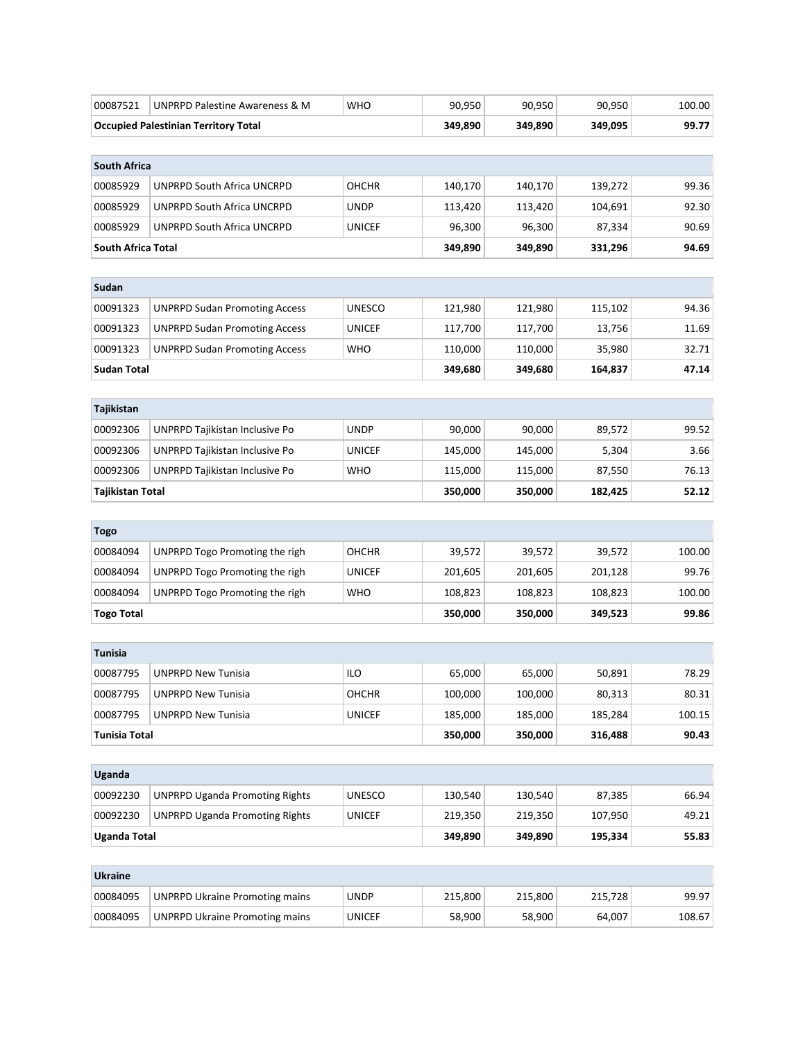| | | | | | | |
|---|---|---|---|---|---|---|
| 00087521 | UNPRPD Palestine Awareness & M | WHO | 90,950 | 90,950 | 90,950 | 100.00 |
| **Occupied Palestinian Territory Total** | | | **349,890** | **349,890** | **349,095** | **99.77** |

| **South Africa** | | | | | | |
|---|---|---|---|---|---|---|
| 00085929 | UNPRPD South Africa UNCRPD | OHCHR | 140,170 | 140,170 | 139,272 | 99.36 |
| 00085929 | UNPRPD South Africa UNCRPD | UNDP | 113,420 | 113,420 | 104,691 | 92.30 |
| 00085929 | UNPRPD South Africa UNCRPD | UNICEF | 96,300 | 96,300 | 87,334 | 90.69 |
| **South Africa Total** | | | **349,890** | **349,890** | **331,296** | **94.69** |

| **Sudan** | | | | | | |
|---|---|---|---|---|---|---|
| 00091323 | UNPRPD Sudan Promoting Access | UNESCO | 121,980 | 121,980 | 115,102 | 94.36 |
| 00091323 | UNPRPD Sudan Promoting Access | UNICEF | 117,700 | 117,700 | 13,756 | 11.69 |
| 00091323 | UNPRPD Sudan Promoting Access | WHO | 110,000 | 110,000 | 35,980 | 32.71 |
| **Sudan Total** | | | **349,680** | **349,680** | **164,837** | **47.14** |

| **Tajikistan** | | | | | | |
|---|---|---|---|---|---|---|
| 00092306 | UNPRPD Tajikistan Inclusive Po | UNDP | 90,000 | 90,000 | 89,572 | 99.52 |
| 00092306 | UNPRPD Tajikistan Inclusive Po | UNICEF | 145,000 | 145,000 | 5,304 | 3.66 |
| 00092306 | UNPRPD Tajikistan Inclusive Po | WHO | 115,000 | 115,000 | 87,550 | 76.13 |
| **Tajikistan Total** | | | **350,000** | **350,000** | **182,425** | **52.12** |

| **Togo** | | | | | | |
|---|---|---|---|---|---|---|
| 00084094 | UNPRPD Togo Promoting the righ | OHCHR | 39,572 | 39,572 | 39,572 | 100.00 |
| 00084094 | UNPRPD Togo Promoting the righ | UNICEF | 201,605 | 201,605 | 201,128 | 99.76 |
| 00084094 | UNPRPD Togo Promoting the righ | WHO | 108,823 | 108,823 | 108,823 | 100.00 |
| **Togo Total** | | | **350,000** | **350,000** | **349,523** | **99.86** |

| **Tunisia** | | | | | | |
|---|---|---|---|---|---|---|
| 00087795 | UNPRPD New Tunisia | ILO | 65,000 | 65,000 | 50,891 | 78.29 |
| 00087795 | UNPRPD New Tunisia | OHCHR | 100,000 | 100,000 | 80,313 | 80.31 |
| 00087795 | UNPRPD New Tunisia | UNICEF | 185,000 | 185,000 | 185,284 | 100.15 |
| **Tunisia Total** | | | **350,000** | **350,000** | **316,488** | **90.43** |

| **Uganda** | | | | | | |
|---|---|---|---|---|---|---|
| 00092230 | UNPRPD Uganda Promoting Rights | UNESCO | 130,540 | 130,540 | 87,385 | 66.94 |
| 00092230 | UNPRPD Uganda Promoting Rights | UNICEF | 219,350 | 219,350 | 107,950 | 49.21 |
| **Uganda Total** | | | **349,890** | **349,890** | **195,334** | **55.83** |

| **Ukraine** | | | | | | |
|---|---|---|---|---|---|---|
| 00084095 | UNPRPD Ukraine Promoting mains | UNDP | 215,800 | 215,800 | 215,728 | 99.97 |
| 00084095 | UNPRPD Ukraine Promoting mains | UNICEF | 58,900 | 58,900 | 64,007 | 108.67 |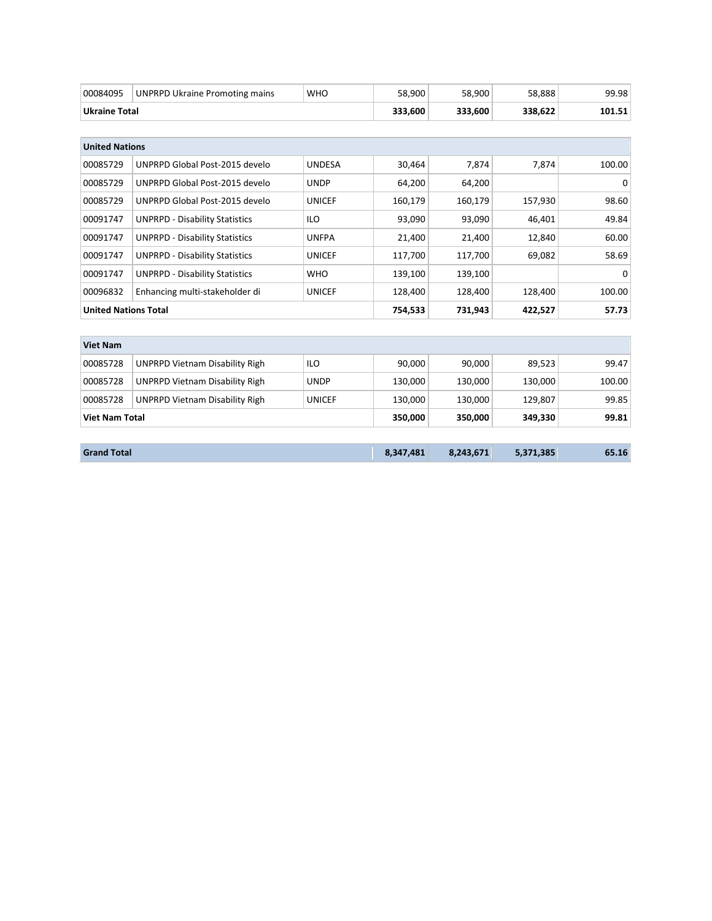| | | | | | | |
|---|---|---|---|---|---|---|
| 00084095 | UNPRPD Ukraine Promoting mains | WHO | 58,900 | 58,900 | 58,888 | 99.98 |
| **Ukraine Total** | | | **333,600** | **333,600** | **338,622** | **101.51** |

| **United Nations** | | | | | | |
|---|---|---|---|---|---|---|
| 00085729 | UNPRPD Global Post-2015 develo | UNDESA | 30,464 | 7,874 | 7,874 | 100.00 |
| 00085729 | UNPRPD Global Post-2015 develo | UNDP | 64,200 | 64,200 | | 0 |
| 00085729 | UNPRPD Global Post-2015 develo | UNICEF | 160,179 | 160,179 | 157,930 | 98.60 |
| 00091747 | UNPRPD - Disability Statistics | ILO | 93,090 | 93,090 | 46,401 | 49.84 |
| 00091747 | UNPRPD - Disability Statistics | UNFPA | 21,400 | 21,400 | 12,840 | 60.00 |
| 00091747 | UNPRPD - Disability Statistics | UNICEF | 117,700 | 117,700 | 69,082 | 58.69 |
| 00091747 | UNPRPD - Disability Statistics | WHO | 139,100 | 139,100 | | 0 |
| 00096832 | Enhancing multi-stakeholder di | UNICEF | 128,400 | 128,400 | 128,400 | 100.00 |
| **United Nations Total** | | | **754,533** | **731,943** | **422,527** | **57.73** |

| **Viet Nam** | | | | | | |
|---|---|---|---|---|---|---|
| 00085728 | UNPRPD Vietnam Disability Righ | ILO | 90,000 | 90,000 | 89,523 | 99.47 |
| 00085728 | UNPRPD Vietnam Disability Righ | UNDP | 130,000 | 130,000 | 130,000 | 100.00 |
| 00085728 | UNPRPD Vietnam Disability Righ | UNICEF | 130,000 | 130,000 | 129,807 | 99.85 |
| **Viet Nam Total** | | | **350,000** | **350,000** | **349,330** | **99.81** |

| **Grand Total** | | | **8,347,481** | **8,243,671** | **5,371,385** | **65.16** |
|---|---|---|---|---|---|---|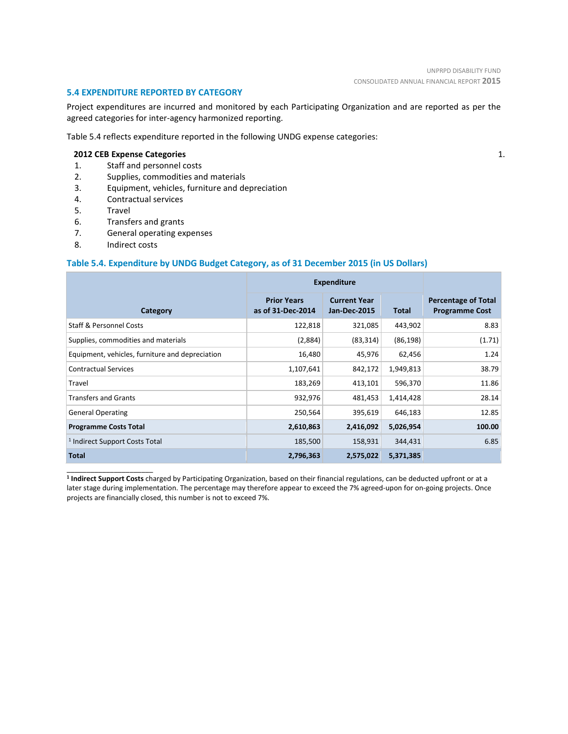### 5.4 EXPENDITURE REPORTED BY CATEGORY

Project expenditures are incurred and monitored by each Participating Organization and are reported as per the agreed categories for inter-agency harmonized reporting.

Table 5.4 reflects expenditure reported in the following UNDG expense categories:

**2012 CEB Expense Categories**

1. Staff and personnel costs
2. Supplies, commodities and materials
3. Equipment, vehicles, furniture and depreciation
4. Contractual services
5. Travel
6. Transfers and grants
7. General operating expenses
8. Indirect costs

#### Table 5.4. Expenditure by UNDG Budget Category, as of 31 December 2015 (in US Dollars)

| Category | Expenditure | | | Percentage of Total Programme Cost |
|---|---|---|---|---|
| | Prior Years as of 31-Dec-2014 | Current Year Jan-Dec-2015 | Total | |
| Staff & Personnel Costs | 122,818 | 321,085 | 443,902 | 8.83 |
| Supplies, commodities and materials | (2,884) | (83,314) | (86,198) | (1.71) |
| Equipment, vehicles, furniture and depreciation | 16,480 | 45,976 | 62,456 | 1.24 |
| Contractual Services | 1,107,641 | 842,172 | 1,949,813 | 38.79 |
| Travel | 183,269 | 413,101 | 596,370 | 11.86 |
| Transfers and Grants | 932,976 | 481,453 | 1,414,428 | 28.14 |
| General Operating | 250,564 | 395,619 | 646,183 | 12.85 |
| **Programme Costs Total** | **2,610,863** | **2,416,092** | **5,026,954** | **100.00** |
| [1] Indirect Support Costs Total | 185,500 | 158,931 | 344,431 | 6.85 |
| **Total** | **2,796,363** | **2,575,022** | **5,371,385** | |

[1] **Indirect Support Costs** charged by Participating Organization, based on their financial regulations, can be deducted upfront or at a later stage during implementation. The percentage may therefore appear to exceed the 7% agreed-upon for on-going projects. Once projects are financially closed, this number is not to exceed 7%.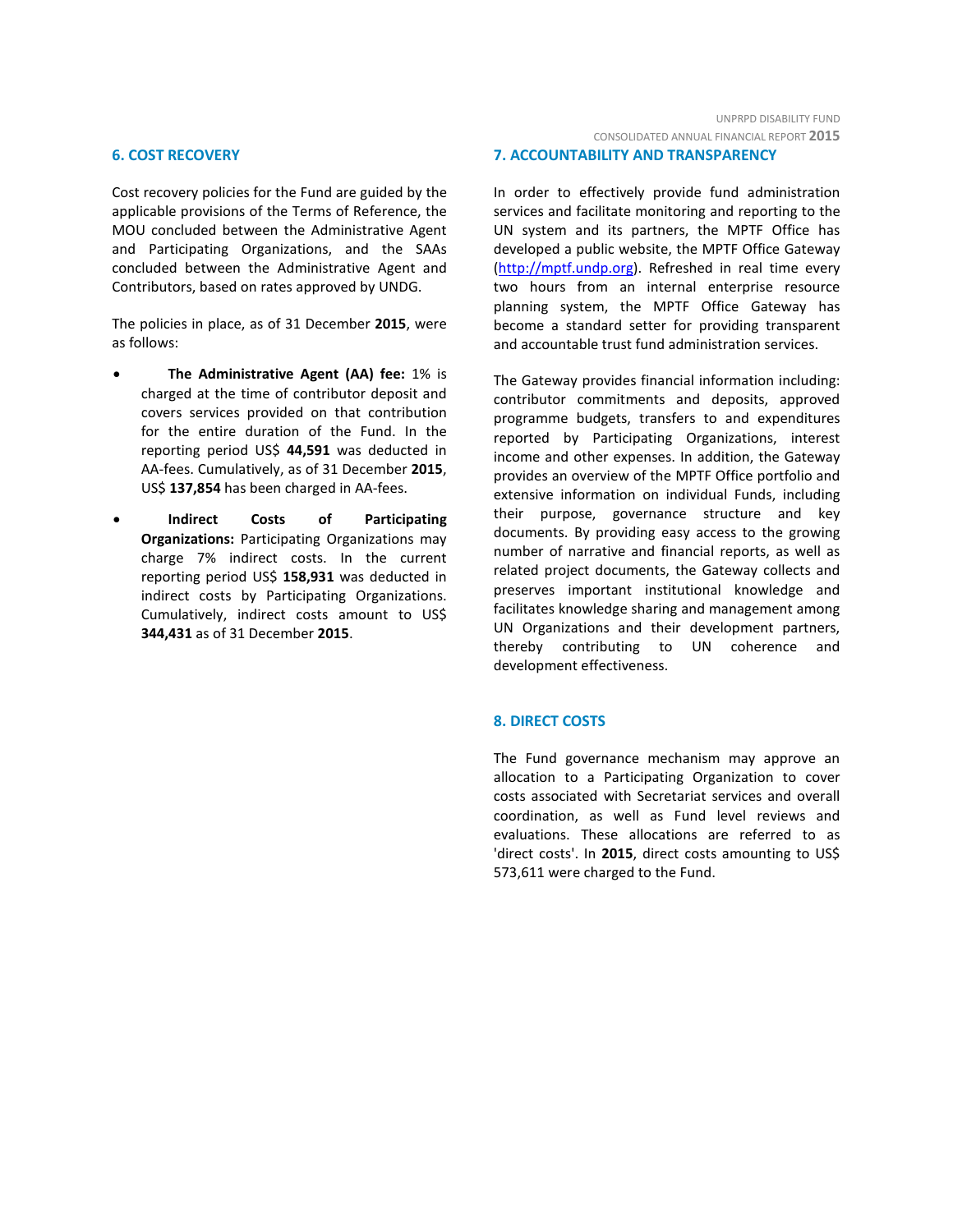## 6. COST RECOVERY

Cost recovery policies for the Fund are guided by the applicable provisions of the Terms of Reference, the MOU concluded between the Administrative Agent and Participating Organizations, and the SAAs concluded between the Administrative Agent and Contributors, based on rates approved by UNDG.

The policies in place, as of 31 December **2015**, were as follows:

- **The Administrative Agent (AA) fee:** 1% is charged at the time of contributor deposit and covers services provided on that contribution for the entire duration of the Fund. In the reporting period US$ **44,591** was deducted in AA-fees. Cumulatively, as of 31 December **2015**, US$ **137,854** has been charged in AA-fees.
- **Indirect Costs of Participating Organizations:** Participating Organizations may charge 7% indirect costs. In the current reporting period US$ **158,931** was deducted in indirect costs by Participating Organizations. Cumulatively, indirect costs amount to US$ **344,431** as of 31 December **2015**.

## 7. ACCOUNTABILITY AND TRANSPARENCY

In order to effectively provide fund administration services and facilitate monitoring and reporting to the UN system and its partners, the MPTF Office has developed a public website, the MPTF Office Gateway (http://mptf.undp.org). Refreshed in real time every two hours from an internal enterprise resource planning system, the MPTF Office Gateway has become a standard setter for providing transparent and accountable trust fund administration services.

The Gateway provides financial information including: contributor commitments and deposits, approved programme budgets, transfers to and expenditures reported by Participating Organizations, interest income and other expenses. In addition, the Gateway provides an overview of the MPTF Office portfolio and extensive information on individual Funds, including their purpose, governance structure and key documents. By providing easy access to the growing number of narrative and financial reports, as well as related project documents, the Gateway collects and preserves important institutional knowledge and facilitates knowledge sharing and management among UN Organizations and their development partners, thereby contributing to UN coherence and development effectiveness.

## 8. DIRECT COSTS

The Fund governance mechanism may approve an allocation to a Participating Organization to cover costs associated with Secretariat services and overall coordination, as well as Fund level reviews and evaluations. These allocations are referred to as 'direct costs'. In **2015**, direct costs amounting to US$ 573,611 were charged to the Fund.